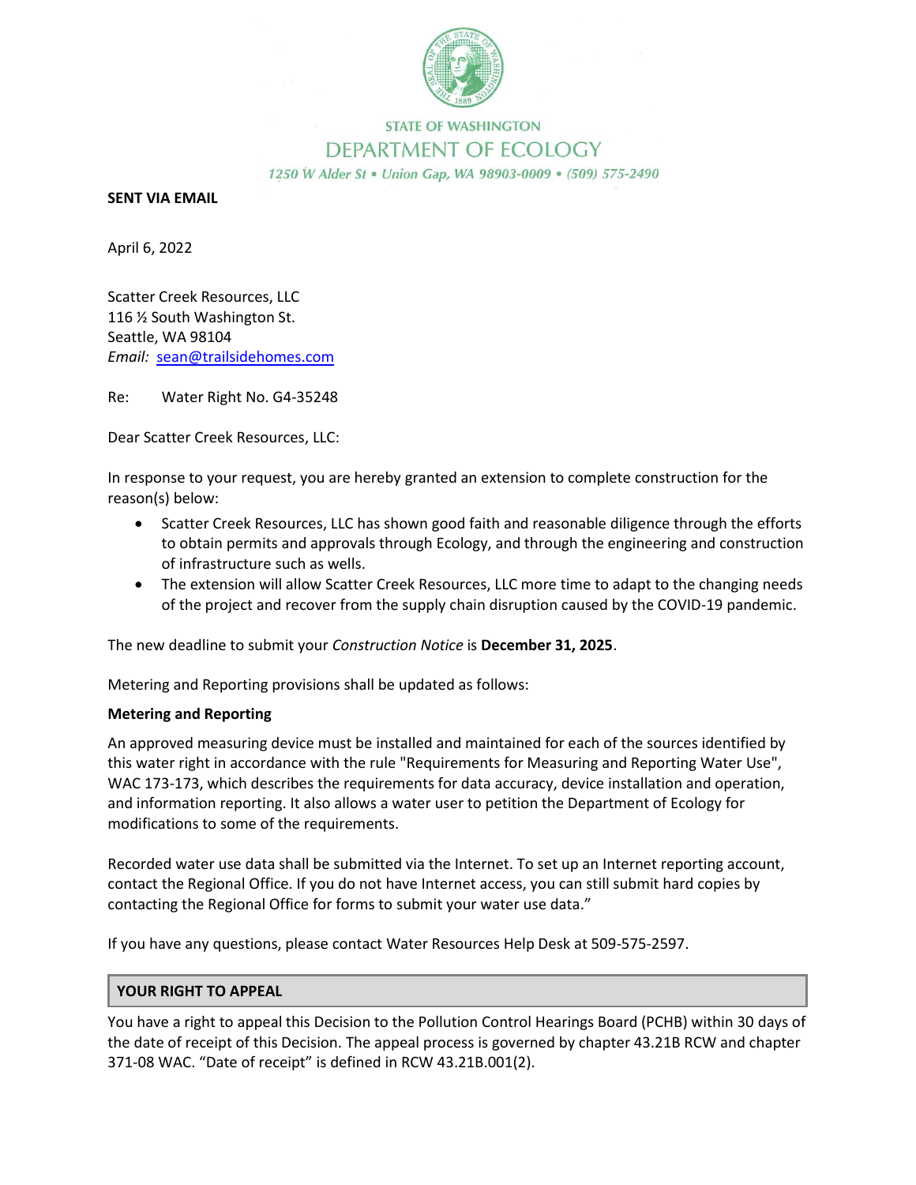STATE OF WASHINGTON

DEPARTMENT OF ECOLOGY

*1250 W Alder St • Union Gap, WA 98903-0009 • (509) 575-2490*

**SENT VIA EMAIL**

April 6, 2022

Scatter Creek Resources, LLC
116 ½ South Washington St.
Seattle, WA 98104
*Email:* sean@trailsidehomes.com

Re: Water Right No. G4-35248

Dear Scatter Creek Resources, LLC:

In response to your request, you are hereby granted an extension to complete construction for the reason(s) below:

- Scatter Creek Resources, LLC has shown good faith and reasonable diligence through the efforts to obtain permits and approvals through Ecology, and through the engineering and construction of infrastructure such as wells.
- The extension will allow Scatter Creek Resources, LLC more time to adapt to the changing needs of the project and recover from the supply chain disruption caused by the COVID-19 pandemic.

The new deadline to submit your *Construction Notice* is **December 31, 2025**.

Metering and Reporting provisions shall be updated as follows:

**Metering and Reporting**

An approved measuring device must be installed and maintained for each of the sources identified by this water right in accordance with the rule "Requirements for Measuring and Reporting Water Use", WAC 173-173, which describes the requirements for data accuracy, device installation and operation, and information reporting. It also allows a water user to petition the Department of Ecology for modifications to some of the requirements.

Recorded water use data shall be submitted via the Internet. To set up an Internet reporting account, contact the Regional Office. If you do not have Internet access, you can still submit hard copies by contacting the Regional Office for forms to submit your water use data."

If you have any questions, please contact Water Resources Help Desk at 509-575-2597.

**YOUR RIGHT TO APPEAL**

You have a right to appeal this Decision to the Pollution Control Hearings Board (PCHB) within 30 days of the date of receipt of this Decision. The appeal process is governed by chapter 43.21B RCW and chapter 371-08 WAC. "Date of receipt" is defined in RCW 43.21B.001(2).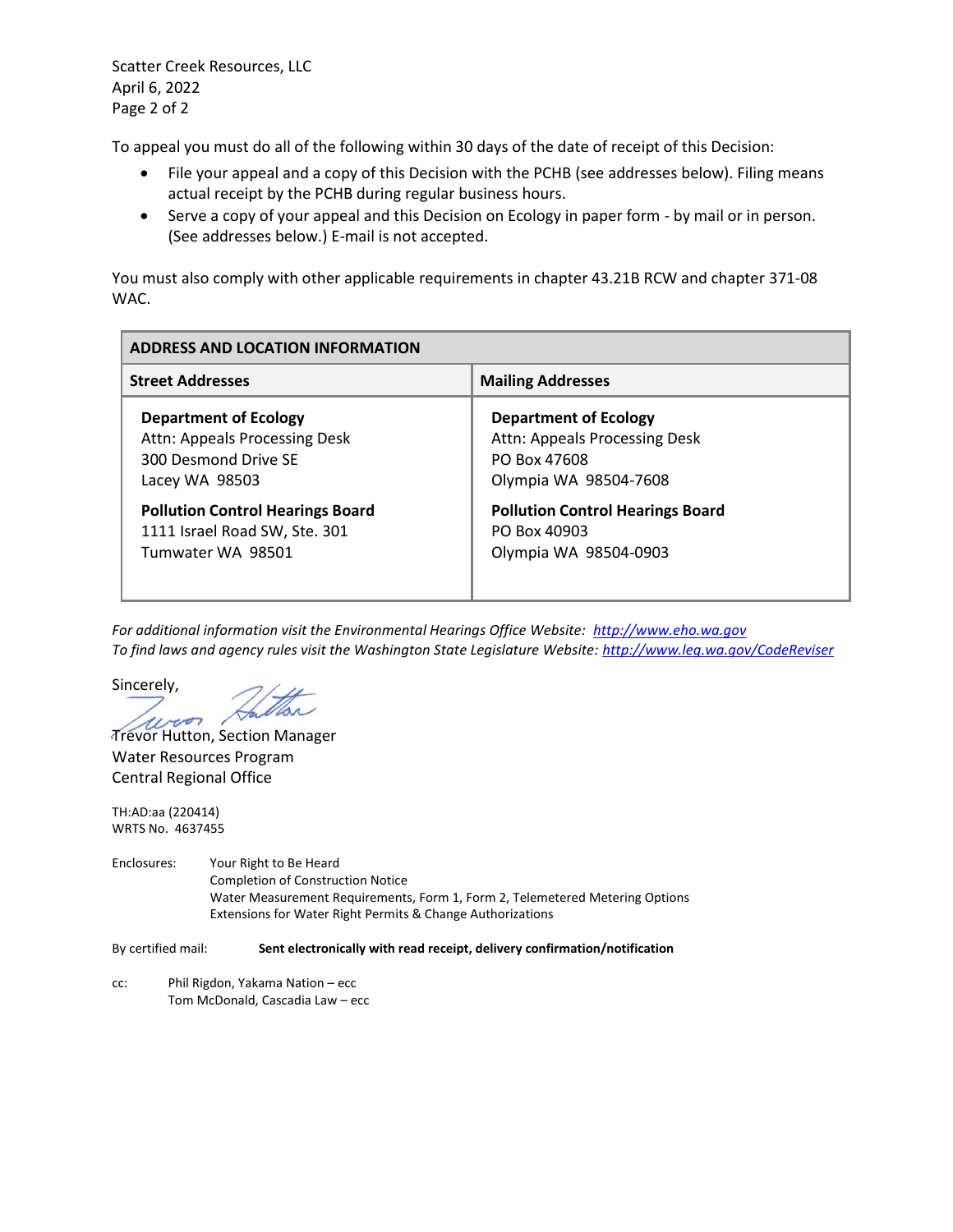To appeal you must do all of the following within 30 days of the date of receipt of this Decision:

- File your appeal and a copy of this Decision with the PCHB (see addresses below). Filing means actual receipt by the PCHB during regular business hours.
- Serve a copy of your appeal and this Decision on Ecology in paper form - by mail or in person. (See addresses below.) E-mail is not accepted.

You must also comply with other applicable requirements in chapter 43.21B RCW and chapter 371-08 WAC.

| **ADDRESS AND LOCATION INFORMATION** | |
|---|---|
| **Street Addresses** | **Mailing Addresses** |
| **Department of Ecology**<br>Attn: Appeals Processing Desk<br>300 Desmond Drive SE<br>Lacey WA 98503 | **Department of Ecology**<br>Attn: Appeals Processing Desk<br>PO Box 47608<br>Olympia WA 98504-7608 |
| **Pollution Control Hearings Board**<br>1111 Israel Road SW, Ste. 301<br>Tumwater WA 98501 | **Pollution Control Hearings Board**<br>PO Box 40903<br>Olympia WA 98504-0903 |

*For additional information visit the Environmental Hearings Office Website: http://www.eho.wa.gov*
*To find laws and agency rules visit the Washington State Legislature Website: http://www.leg.wa.gov/CodeReviser*

Sincerely,

Trevor Hutton, Section Manager
Water Resources Program
Central Regional Office

TH:AD:aa (220414)
WRTS No. 4637455

Enclosures: Your Right to Be Heard
Completion of Construction Notice
Water Measurement Requirements, Form 1, Form 2, Telemetered Metering Options
Extensions for Water Right Permits & Change Authorizations

By certified mail: **Sent electronically with read receipt, delivery confirmation/notification**

cc: Phil Rigdon, Yakama Nation – ecc
Tom McDonald, Cascadia Law – ecc